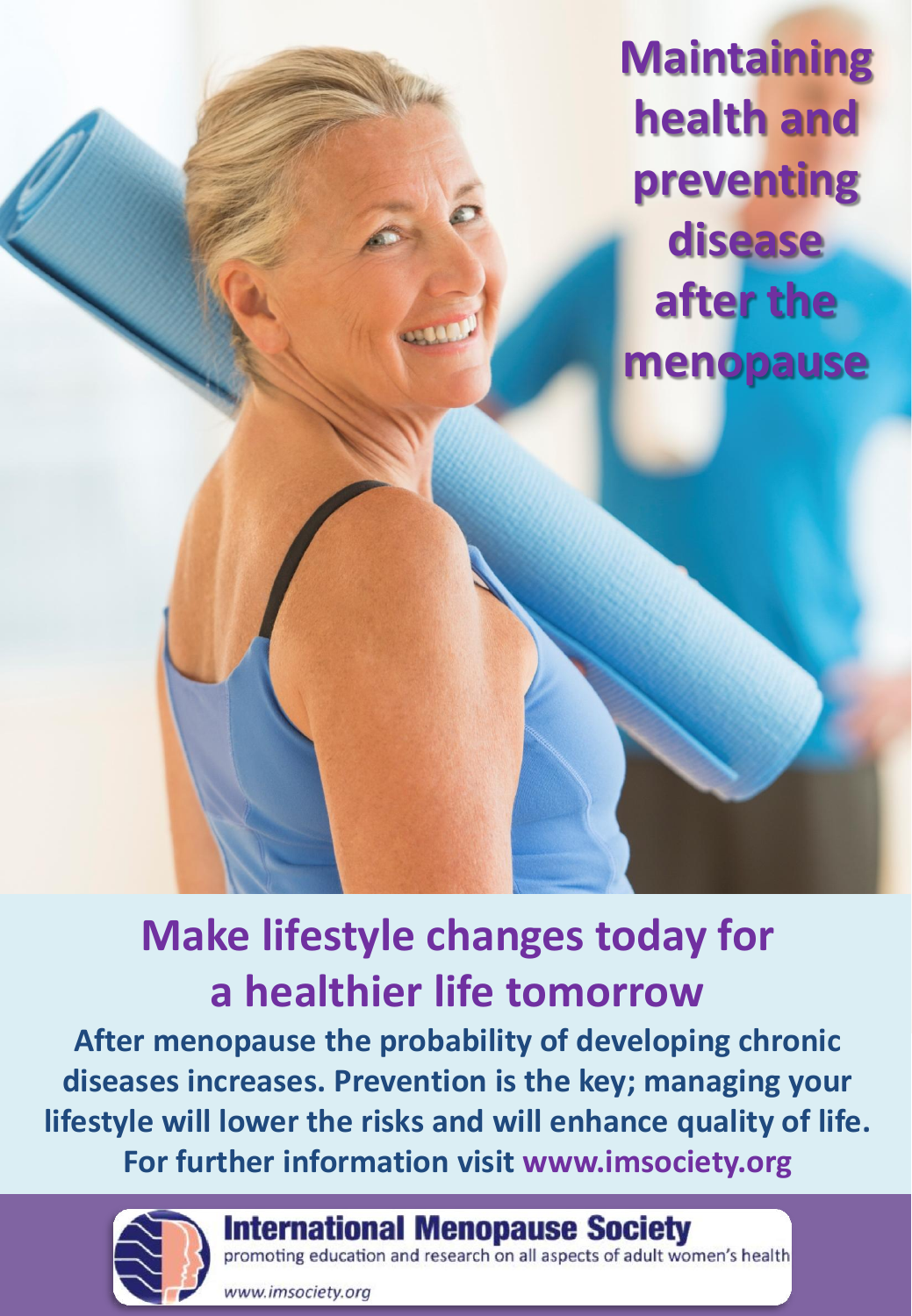# Maintaining health and preventing disease after the menopause

## Make lifestyle changes today for a healthier life tomorrow

**After menopause the probability of developing chronic diseases increases. Prevention is the key; managing your lifestyle will lower the risks and will enhance quality of life. For further information visit www.imsociety.org**

**International Menopause Society**

promoting education and research on all aspects of adult women's health

*www.imsociety.org*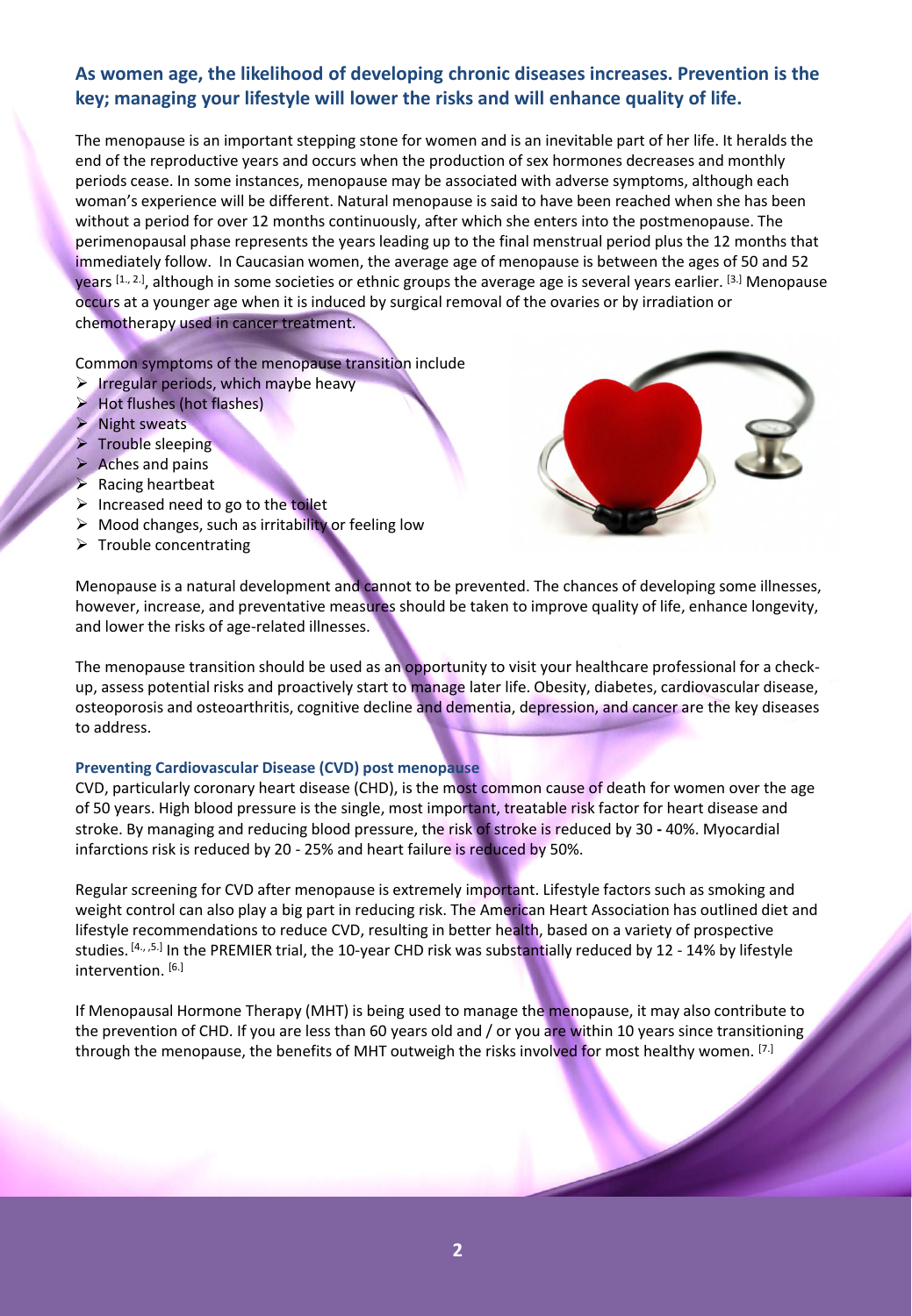## As women age, the likelihood of developing chronic diseases increases. Prevention is the key; managing your lifestyle will lower the risks and will enhance quality of life.

The menopause is an important stepping stone for women and is an inevitable part of her life. It heralds the end of the reproductive years and occurs when the production of sex hormones decreases and monthly periods cease. In some instances, menopause may be associated with adverse symptoms, although each woman's experience will be different. Natural menopause is said to have been reached when she has been without a period for over 12 months continuously, after which she enters into the postmenopause. The perimenopausal phase represents the years leading up to the final menstrual period plus the 12 months that immediately follow. In Caucasian women, the average age of menopause is between the ages of 50 and 52 years [1., 2.], although in some societies or ethnic groups the average age is several years earlier. [3.] Menopause occurs at a younger age when it is induced by surgical removal of the ovaries or by irradiation or chemotherapy used in cancer treatment.

Common symptoms of the menopause transition include

- Irregular periods, which maybe heavy
- Hot flushes (hot flashes)
- Night sweats
- Trouble sleeping
- Aches and pains
- Racing heartbeat
- Increased need to go to the toilet
- Mood changes, such as irritability or feeling low
- Trouble concentrating

Menopause is a natural development and cannot to be prevented. The chances of developing some illnesses, however, increase, and preventative measures should be taken to improve quality of life, enhance longevity, and lower the risks of age-related illnesses.

The menopause transition should be used as an opportunity to visit your healthcare professional for a check-up, assess potential risks and proactively start to manage later life. Obesity, diabetes, cardiovascular disease, osteoporosis and osteoarthritis, cognitive decline and dementia, depression, and cancer are the key diseases to address.

### Preventing Cardiovascular Disease (CVD) post menopause

CVD, particularly coronary heart disease (CHD), is the most common cause of death for women over the age of 50 years. High blood pressure is the single, most important, treatable risk factor for heart disease and stroke. By managing and reducing blood pressure, the risk of stroke is reduced by 30 - 40%. Myocardial infarctions risk is reduced by 20 - 25% and heart failure is reduced by 50%.

Regular screening for CVD after menopause is extremely important. Lifestyle factors such as smoking and weight control can also play a big part in reducing risk. The American Heart Association has outlined diet and lifestyle recommendations to reduce CVD, resulting in better health, based on a variety of prospective studies. [4., ,5.] In the PREMIER trial, the 10-year CHD risk was substantially reduced by 12 - 14% by lifestyle intervention. [6.]

If Menopausal Hormone Therapy (MHT) is being used to manage the menopause, it may also contribute to the prevention of CHD. If you are less than 60 years old and / or you are within 10 years since transitioning through the menopause, the benefits of MHT outweigh the risks involved for most healthy women. [7.]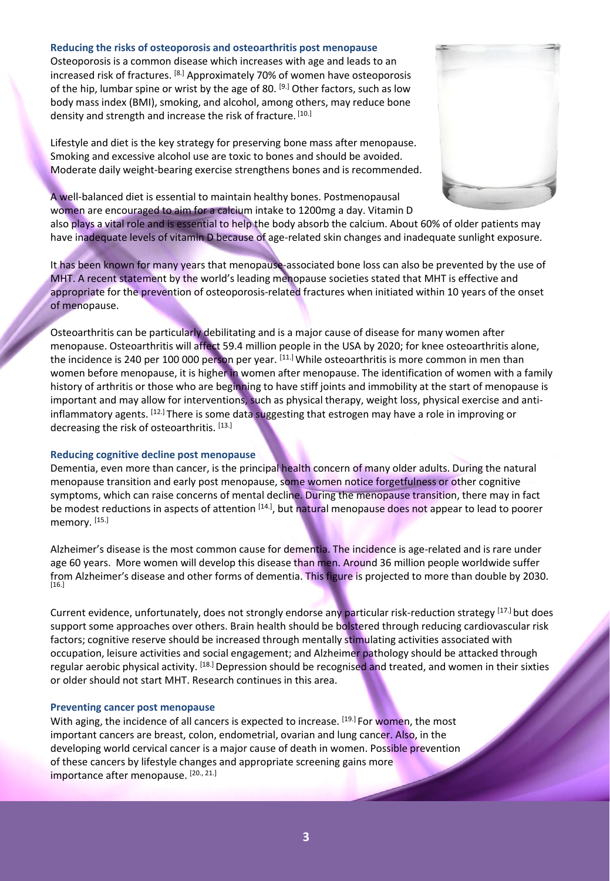## Reducing the risks of osteoporosis and osteoarthritis post menopause

Osteoporosis is a common disease which increases with age and leads to an increased risk of fractures. [8.] Approximately 70% of women have osteoporosis of the hip, lumbar spine or wrist by the age of 80. [9.] Other factors, such as low body mass index (BMI), smoking, and alcohol, among others, may reduce bone density and strength and increase the risk of fracture. [10.]

Lifestyle and diet is the key strategy for preserving bone mass after menopause. Smoking and excessive alcohol use are toxic to bones and should be avoided. Moderate daily weight-bearing exercise strengthens bones and is recommended.

A well-balanced diet is essential to maintain healthy bones. Postmenopausal women are encouraged to aim for a calcium intake to 1200mg a day. Vitamin D also plays a vital role and is essential to help the body absorb the calcium. About 60% of older patients may have inadequate levels of vitamin D because of age-related skin changes and inadequate sunlight exposure.

It has been known for many years that menopause-associated bone loss can also be prevented by the use of MHT. A recent statement by the world's leading menopause societies stated that MHT is effective and appropriate for the prevention of osteoporosis-related fractures when initiated within 10 years of the onset of menopause.

Osteoarthritis can be particularly debilitating and is a major cause of disease for many women after menopause. Osteoarthritis will affect 59.4 million people in the USA by 2020; for knee osteoarthritis alone, the incidence is 240 per 100 000 person per year. [11.] While osteoarthritis is more common in men than women before menopause, it is higher in women after menopause. The identification of women with a family history of arthritis or those who are beginning to have stiff joints and immobility at the start of menopause is important and may allow for interventions, such as physical therapy, weight loss, physical exercise and anti-inflammatory agents. [12.] There is some data suggesting that estrogen may have a role in improving or decreasing the risk of osteoarthritis. [13.]

## Reducing cognitive decline post menopause

Dementia, even more than cancer, is the principal health concern of many older adults. During the natural menopause transition and early post menopause, some women notice forgetfulness or other cognitive symptoms, which can raise concerns of mental decline. During the menopause transition, there may in fact be modest reductions in aspects of attention [14.], but natural menopause does not appear to lead to poorer memory. [15.]

Alzheimer's disease is the most common cause for dementia. The incidence is age-related and is rare under age 60 years. More women will develop this disease than men. Around 36 million people worldwide suffer from Alzheimer's disease and other forms of dementia. This figure is projected to more than double by 2030. [16.]

Current evidence, unfortunately, does not strongly endorse any particular risk-reduction strategy [17.] but does support some approaches over others. Brain health should be bolstered through reducing cardiovascular risk factors; cognitive reserve should be increased through mentally stimulating activities associated with occupation, leisure activities and social engagement; and Alzheimer pathology should be attacked through regular aerobic physical activity. [18.] Depression should be recognised and treated, and women in their sixties or older should not start MHT. Research continues in this area.

## Preventing cancer post menopause

With aging, the incidence of all cancers is expected to increase. [19.] For women, the most important cancers are breast, colon, endometrial, ovarian and lung cancer. Also, in the developing world cervical cancer is a major cause of death in women. Possible prevention of these cancers by lifestyle changes and appropriate screening gains more importance after menopause. [20., 21.]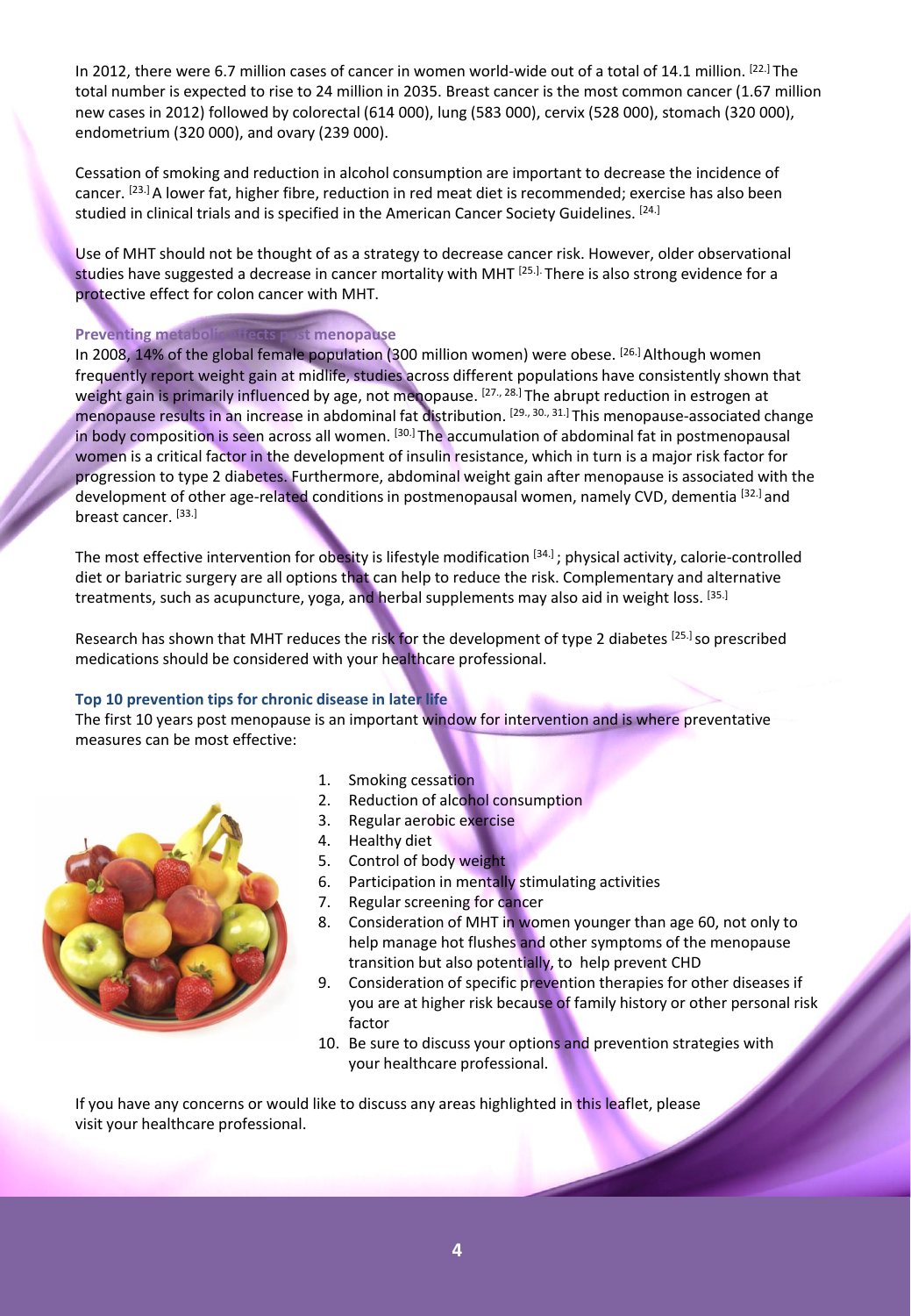In 2012, there were 6.7 million cases of cancer in women world-wide out of a total of 14.1 million. [22.] The total number is expected to rise to 24 million in 2035. Breast cancer is the most common cancer (1.67 million new cases in 2012) followed by colorectal (614 000), lung (583 000), cervix (528 000), stomach (320 000), endometrium (320 000), and ovary (239 000).

Cessation of smoking and reduction in alcohol consumption are important to decrease the incidence of cancer. [23.] A lower fat, higher fibre, reduction in red meat diet is recommended; exercise has also been studied in clinical trials and is specified in the American Cancer Society Guidelines. [24.]

Use of MHT should not be thought of as a strategy to decrease cancer risk. However, older observational studies have suggested a decrease in cancer mortality with MHT [25.]. There is also strong evidence for a protective effect for colon cancer with MHT.

### Preventing metabolic effects post menopause

In 2008, 14% of the global female population (300 million women) were obese. [26.] Although women frequently report weight gain at midlife, studies across different populations have consistently shown that weight gain is primarily influenced by age, not menopause. [27., 28.] The abrupt reduction in estrogen at menopause results in an increase in abdominal fat distribution. [29., 30., 31.] This menopause-associated change in body composition is seen across all women. [30.] The accumulation of abdominal fat in postmenopausal women is a critical factor in the development of insulin resistance, which in turn is a major risk factor for progression to type 2 diabetes. Furthermore, abdominal weight gain after menopause is associated with the development of other age-related conditions in postmenopausal women, namely CVD, dementia [32.] and breast cancer. [33.]

The most effective intervention for obesity is lifestyle modification [34.]; physical activity, calorie-controlled diet or bariatric surgery are all options that can help to reduce the risk. Complementary and alternative treatments, such as acupuncture, yoga, and herbal supplements may also aid in weight loss. [35.]

Research has shown that MHT reduces the risk for the development of type 2 diabetes [25.] so prescribed medications should be considered with your healthcare professional.

### Top 10 prevention tips for chronic disease in later life

The first 10 years post menopause is an important window for intervention and is where preventative measures can be most effective:

1. Smoking cessation
2. Reduction of alcohol consumption
3. Regular aerobic exercise
4. Healthy diet
5. Control of body weight
6. Participation in mentally stimulating activities
7. Regular screening for cancer
8. Consideration of MHT in women younger than age 60, not only to help manage hot flushes and other symptoms of the menopause transition but also potentially, to help prevent CHD
9. Consideration of specific prevention therapies for other diseases if you are at higher risk because of family history or other personal risk factor
10. Be sure to discuss your options and prevention strategies with your healthcare professional.

If you have any concerns or would like to discuss any areas highlighted in this leaflet, please visit your healthcare professional.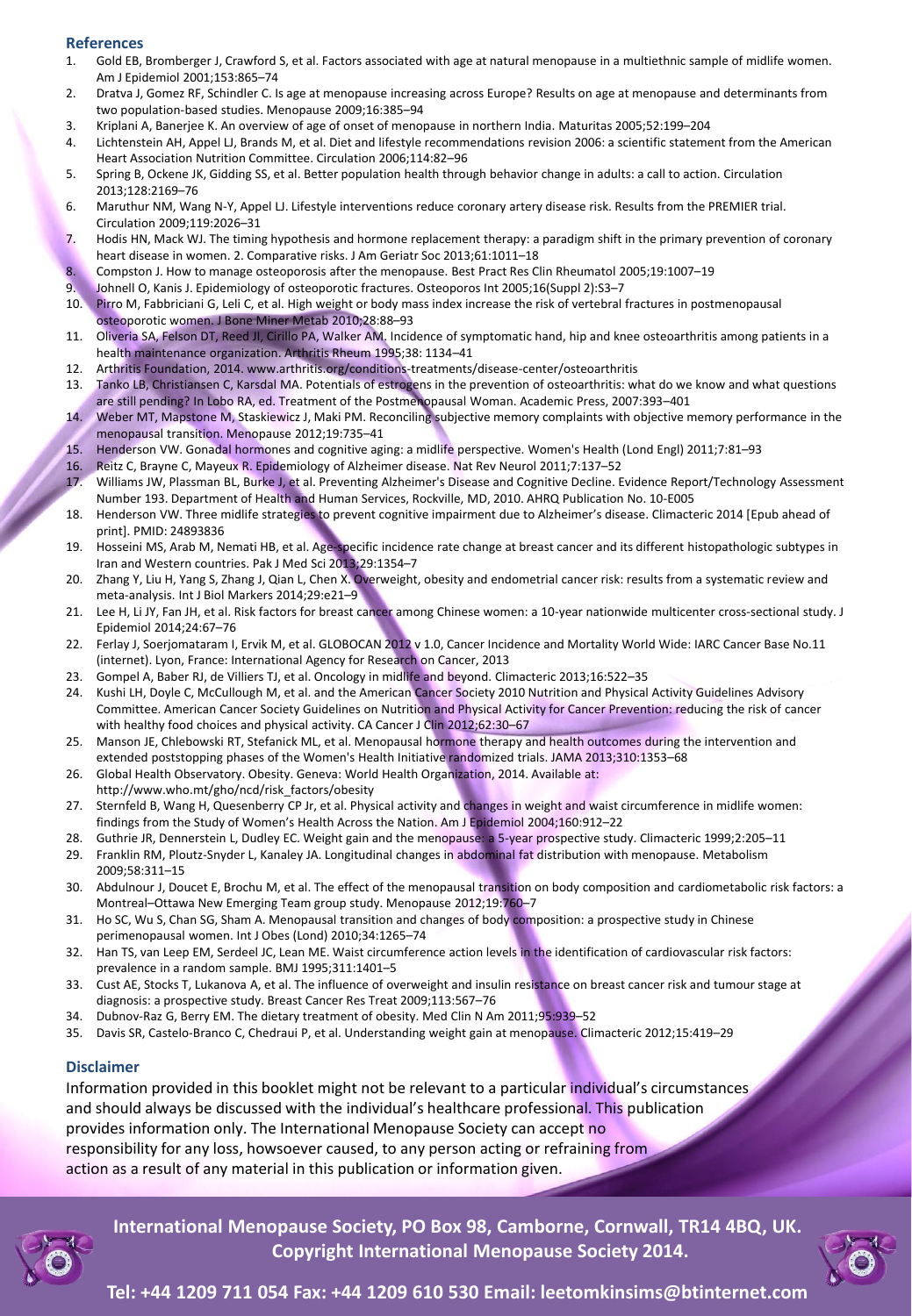## References

1. Gold EB, Bromberger J, Crawford S, et al. Factors associated with age at natural menopause in a multiethnic sample of midlife women. Am J Epidemiol 2001;153:865–74
2. Dratva J, Gomez RF, Schindler C. Is age at menopause increasing across Europe? Results on age at menopause and determinants from two population-based studies. Menopause 2009;16:385–94
3. Kriplani A, Banerjee K. An overview of age of onset of menopause in northern India. Maturitas 2005;52:199–204
4. Lichtenstein AH, Appel LJ, Brands M, et al. Diet and lifestyle recommendations revision 2006: a scientific statement from the American Heart Association Nutrition Committee. Circulation 2006;114:82–96
5. Spring B, Ockene JK, Gidding SS, et al. Better population health through behavior change in adults: a call to action. Circulation 2013;128:2169–76
6. Maruthur NM, Wang N-Y, Appel LJ. Lifestyle interventions reduce coronary artery disease risk. Results from the PREMIER trial. Circulation 2009;119:2026–31
7. Hodis HN, Mack WJ. The timing hypothesis and hormone replacement therapy: a paradigm shift in the primary prevention of coronary heart disease in women. 2. Comparative risks. J Am Geriatr Soc 2013;61:1011–18
8. Compston J. How to manage osteoporosis after the menopause. Best Pract Res Clin Rheumatol 2005;19:1007–19
9. Johnell O, Kanis J. Epidemiology of osteoporotic fractures. Osteoporos Int 2005;16(Suppl 2):S3–7
10. Pirro M, Fabbriciani G, Leli C, et al. High weight or body mass index increase the risk of vertebral fractures in postmenopausal osteoporotic women. J Bone Miner Metab 2010;28:88–93
11. Oliveria SA, Felson DT, Reed JI, Cirillo PA, Walker AM. Incidence of symptomatic hand, hip and knee osteoarthritis among patients in a health maintenance organization. Arthritis Rheum 1995;38: 1134–41
12. Arthritis Foundation, 2014. www.arthritis.org/conditions-treatments/disease-center/osteoarthritis
13. Tanko LB, Christiansen C, Karsdal MA. Potentials of estrogens in the prevention of osteoarthritis: what do we know and what questions are still pending? In Lobo RA, ed. Treatment of the Postmenopausal Woman. Academic Press, 2007:393–401
14. Weber MT, Mapstone M, Staskiewicz J, Maki PM. Reconciling subjective memory complaints with objective memory performance in the menopausal transition. Menopause 2012;19:735–41
15. Henderson VW. Gonadal hormones and cognitive aging: a midlife perspective. Women's Health (Lond Engl) 2011;7:81–93
16. Reitz C, Brayne C, Mayeux R. Epidemiology of Alzheimer disease. Nat Rev Neurol 2011;7:137–52
17. Williams JW, Plassman BL, Burke J, et al. Preventing Alzheimer's Disease and Cognitive Decline. Evidence Report/Technology Assessment Number 193. Department of Health and Human Services, Rockville, MD, 2010. AHRQ Publication No. 10-E005
18. Henderson VW. Three midlife strategies to prevent cognitive impairment due to Alzheimer's disease. Climacteric 2014 [Epub ahead of print]. PMID: 24893836
19. Hosseini MS, Arab M, Nemati HB, et al. Age-specific incidence rate change at breast cancer and its different histopathologic subtypes in Iran and Western countries. Pak J Med Sci 2013;29:1354–7
20. Zhang Y, Liu H, Yang S, Zhang J, Qian L, Chen X. Overweight, obesity and endometrial cancer risk: results from a systematic review and meta-analysis. Int J Biol Markers 2014;29:e21–9
21. Lee H, Li JY, Fan JH, et al. Risk factors for breast cancer among Chinese women: a 10-year nationwide multicenter cross-sectional study. J Epidemiol 2014;24:67–76
22. Ferlay J, Soerjomataram I, Ervik M, et al. GLOBOCAN 2012 v 1.0, Cancer Incidence and Mortality World Wide: IARC Cancer Base No.11 (internet). Lyon, France: International Agency for Research on Cancer, 2013
23. Gompel A, Baber RJ, de Villiers TJ, et al. Oncology in midlife and beyond. Climacteric 2013;16:522–35
24. Kushi LH, Doyle C, McCullough M, et al. and the American Cancer Society 2010 Nutrition and Physical Activity Guidelines Advisory Committee. American Cancer Society Guidelines on Nutrition and Physical Activity for Cancer Prevention: reducing the risk of cancer with healthy food choices and physical activity. CA Cancer J Clin 2012;62:30–67
25. Manson JE, Chlebowski RT, Stefanick ML, et al. Menopausal hormone therapy and health outcomes during the intervention and extended poststopping phases of the Women's Health Initiative randomized trials. JAMA 2013;310:1353–68
26. Global Health Observatory. Obesity. Geneva: World Health Organization, 2014. Available at: http://www.who.mt/gho/ncd/risk_factors/obesity
27. Sternfeld B, Wang H, Quesenberry CP Jr, et al. Physical activity and changes in weight and waist circumference in midlife women: findings from the Study of Women's Health Across the Nation. Am J Epidemiol 2004;160:912–22
28. Guthrie JR, Dennerstein L, Dudley EC. Weight gain and the menopause: a 5-year prospective study. Climacteric 1999;2:205–11
29. Franklin RM, Ploutz-Snyder L, Kanaley JA. Longitudinal changes in abdominal fat distribution with menopause. Metabolism 2009;58:311–15
30. Abdulnour J, Doucet E, Brochu M, et al. The effect of the menopausal transition on body composition and cardiometabolic risk factors: a Montreal–Ottawa New Emerging Team group study. Menopause 2012;19:760–7
31. Ho SC, Wu S, Chan SG, Sham A. Menopausal transition and changes of body composition: a prospective study in Chinese perimenopausal women. Int J Obes (Lond) 2010;34:1265–74
32. Han TS, van Leep EM, Serdeel JC, Lean ME. Waist circumference action levels in the identification of cardiovascular risk factors: prevalence in a random sample. BMJ 1995;311:1401–5
33. Cust AE, Stocks T, Lukanova A, et al. The influence of overweight and insulin resistance on breast cancer risk and tumour stage at diagnosis: a prospective study. Breast Cancer Res Treat 2009;113:567–76
34. Dubnov-Raz G, Berry EM. The dietary treatment of obesity. Med Clin N Am 2011;95:939–52
35. Davis SR, Castelo-Branco C, Chedraui P, et al. Understanding weight gain at menopause. Climacteric 2012;15:419–29

## Disclaimer

Information provided in this booklet might not be relevant to a particular individual's circumstances and should always be discussed with the individual's healthcare professional. This publication provides information only. The International Menopause Society can accept no responsibility for any loss, howsoever caused, to any person acting or refraining from action as a result of any material in this publication or information given.

**International Menopause Society, PO Box 98, Camborne, Cornwall, TR14 4BQ, UK.**
**Copyright International Menopause Society 2014.**

**Tel: +44 1209 711 054 Fax: +44 1209 610 530 Email: leetomkinsims@btinternet.com**